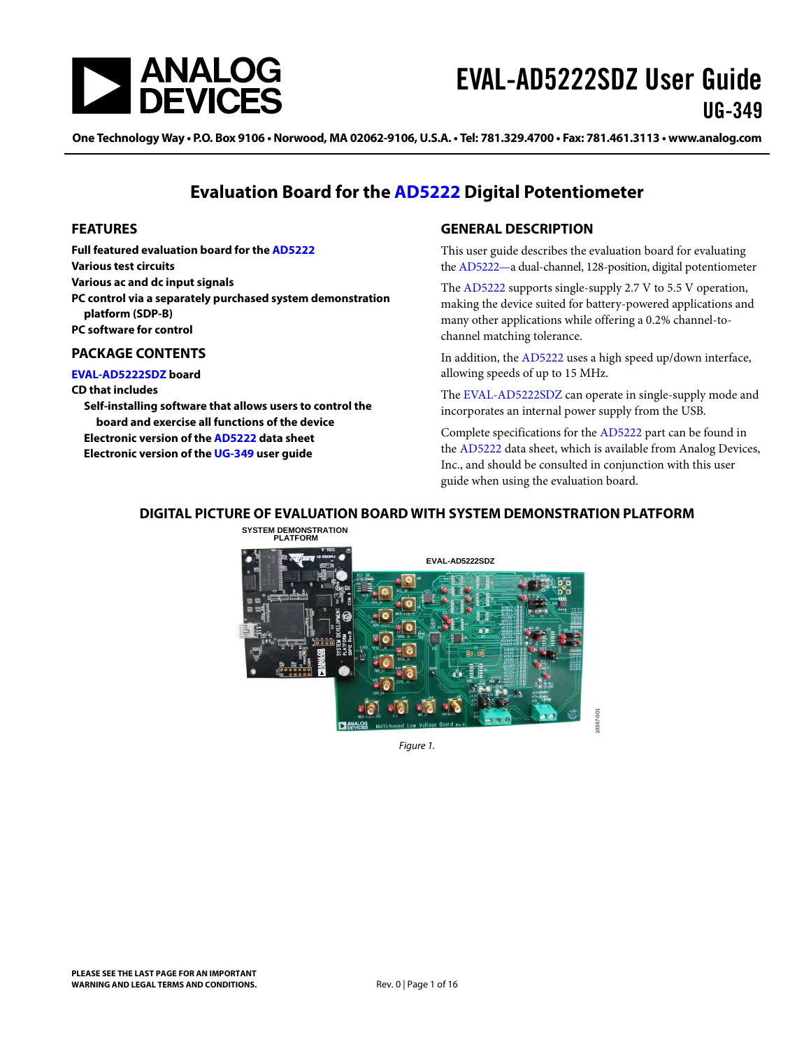# EVAL-AD5222SDZ User Guide

UG-349

One Technology Way • P.O. Box 9106 • Norwood, MA 02062-9106, U.S.A. • Tel: 781.329.4700 • Fax: 781.461.3113 • www.analog.com

## Evaluation Board for the AD5222 Digital Potentiometer

### FEATURES

**Full featured evaluation board for the AD5222**
**Various test circuits**
**Various ac and dc input signals**
**PC control via a separately purchased system demonstration platform (SDP-B)**
**PC software for control**

### PACKAGE CONTENTS

**EVAL-AD5222SDZ board**
**CD that includes**
- **Self-installing software that allows users to control the board and exercise all functions of the device**
- **Electronic version of the AD5222 data sheet**
- **Electronic version of the UG-349 user guide**

### GENERAL DESCRIPTION

This user guide describes the evaluation board for evaluating the AD5222—a dual-channel, 128-position, digital potentiometer

The AD5222 supports single-supply 2.7 V to 5.5 V operation, making the device suited for battery-powered applications and many other applications while offering a 0.2% channel-to-channel matching tolerance.

In addition, the AD5222 uses a high speed up/down interface, allowing speeds of up to 15 MHz.

The EVAL-AD5222SDZ can operate in single-supply mode and incorporates an internal power supply from the USB.

Complete specifications for the AD5222 part can be found in the AD5222 data sheet, which is available from Analog Devices, Inc., and should be consulted in conjunction with this user guide when using the evaluation board.

### DIGITAL PICTURE OF EVALUATION BOARD WITH SYSTEM DEMONSTRATION PLATFORM

SYSTEM DEMONSTRATION PLATFORM

EVAL-AD5222SDZ

*Figure 1.*

**PLEASE SEE THE LAST PAGE FOR AN IMPORTANT WARNING AND LEGAL TERMS AND CONDITIONS.**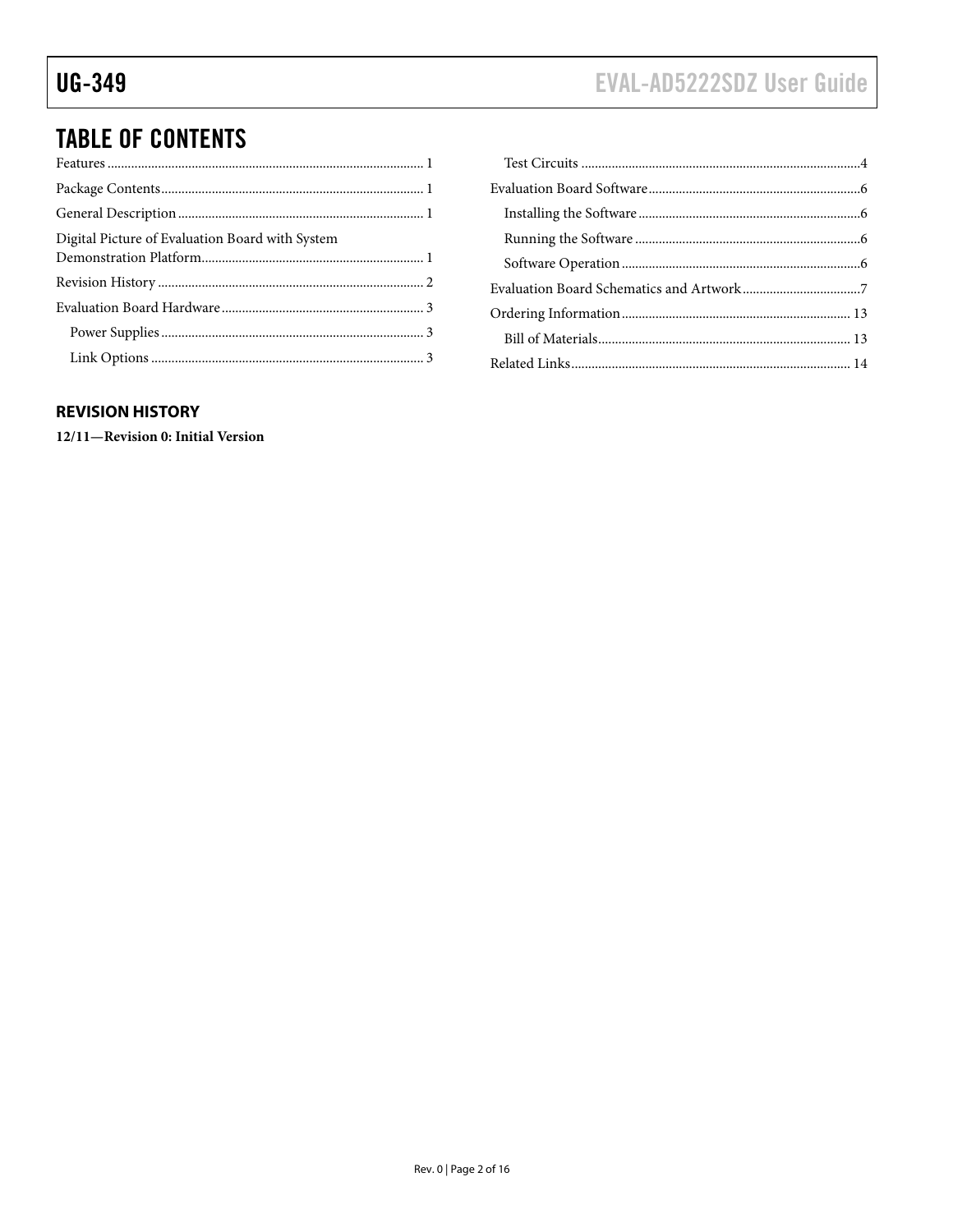## TABLE OF CONTENTS

Features ... 1
Package Contents ... 1
General Description ... 1
Digital Picture of Evaluation Board with System Demonstration Platform ... 1
Revision History ... 2
Evaluation Board Hardware ... 3
- Power Supplies ... 3
- Link Options ... 3
- Test Circuits ... 4

Evaluation Board Software ... 6
- Installing the Software ... 6
- Running the Software ... 6
- Software Operation ... 6

Evaluation Board Schematics and Artwork ... 7
Ordering Information ... 13
- Bill of Materials ... 13

Related Links ... 14

## REVISION HISTORY

**12/11—Revision 0: Initial Version**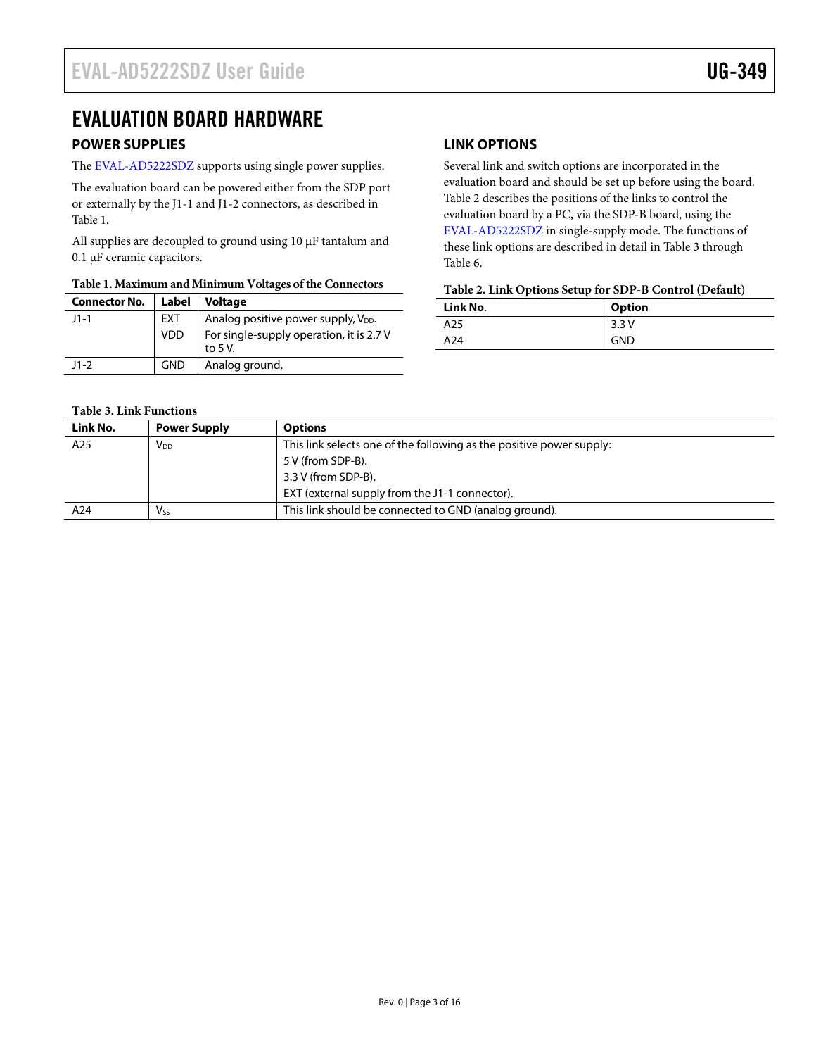# EVALUATION BOARD HARDWARE

## POWER SUPPLIES

The EVAL-AD5222SDZ supports using single power supplies.

The evaluation board can be powered either from the SDP port or externally by the J1-1 and J1-2 connectors, as described in Table 1.

All supplies are decoupled to ground using 10 µF tantalum and 0.1 µF ceramic capacitors.

**Table 1. Maximum and Minimum Voltages of the Connectors**

| Connector No. | Label | Voltage |
|---|---|---|
| J1-1 | EXT VDD | Analog positive power supply, $V_{DD}$. For single-supply operation, it is 2.7 V to 5 V. |
| J1-2 | GND | Analog ground. |

## LINK OPTIONS

Several link and switch options are incorporated in the evaluation board and should be set up before using the board. Table 2 describes the positions of the links to control the evaluation board by a PC, via the SDP-B board, using the EVAL-AD5222SDZ in single-supply mode. The functions of these link options are described in detail in Table 3 through Table 6.

**Table 2. Link Options Setup for SDP-B Control (Default)**

| Link No. | Option |
|---|---|
| A25 | 3.3 V |
| A24 | GND |

**Table 3. Link Functions**

| Link No. | Power Supply | Options |
|---|---|---|
| A25 | $V_{DD}$ | This link selects one of the following as the positive power supply:<br>5 V (from SDP-B).<br>3.3 V (from SDP-B).<br>EXT (external supply from the J1-1 connector). |
| A24 | $V_{SS}$ | This link should be connected to GND (analog ground). |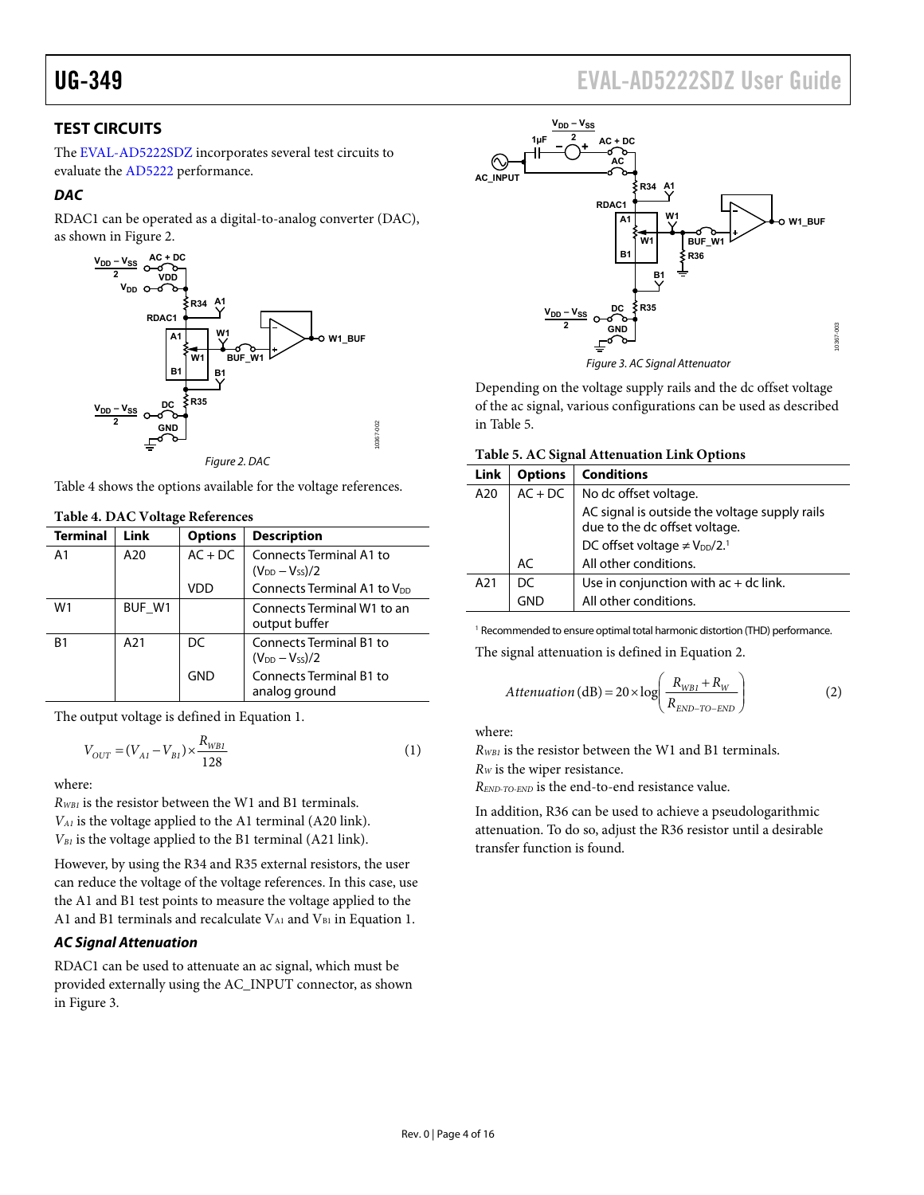## TEST CIRCUITS

The EVAL-AD5222SDZ incorporates several test circuits to evaluate the AD5222 performance.

### *DAC*

RDAC1 can be operated as a digital-to-analog converter (DAC), as shown in Figure 2.

*Figure 2. DAC*

Table 4 shows the options available for the voltage references.

**Table 4. DAC Voltage References**

| Terminal | Link | Options | Description |
|---|---|---|---|
| A1 | A20 | AC + DC | Connects Terminal A1 to $(V_{DD} - V_{SS})/2$ |
| | | VDD | Connects Terminal A1 to $V_{DD}$ |
| W1 | BUF_W1 | | Connects Terminal W1 to an output buffer |
| B1 | A21 | DC | Connects Terminal B1 to $(V_{DD} - V_{SS})/2$ |
| | | GND | Connects Terminal B1 to analog ground |

The output voltage is defined in Equation 1.

$$V_{OUT} = (V_{A1} - V_{B1}) \times \frac{R_{WB1}}{128} \quad (1)$$

where:
$R_{WB1}$ is the resistor between the W1 and B1 terminals.
$V_{A1}$ is the voltage applied to the A1 terminal (A20 link).
$V_{B1}$ is the voltage applied to the B1 terminal (A21 link).

However, by using the R34 and R35 external resistors, the user can reduce the voltage of the voltage references. In this case, use the A1 and B1 test points to measure the voltage applied to the A1 and B1 terminals and recalculate $V_{A1}$ and $V_{B1}$ in Equation 1.

### *AC Signal Attenuation*

RDAC1 can be used to attenuate an ac signal, which must be provided externally using the AC_INPUT connector, as shown in Figure 3.

*Figure 3. AC Signal Attenuator*

Depending on the voltage supply rails and the dc offset voltage of the ac signal, various configurations can be used as described in Table 5.

**Table 5. AC Signal Attenuation Link Options**

| Link | Options | Conditions |
|---|---|---|
| A20 | AC + DC | No dc offset voltage. |
| | | AC signal is outside the voltage supply rails due to the dc offset voltage. |
| | | DC offset voltage ≠ $V_{DD}/2$.[1] |
| | AC | All other conditions. |
| A21 | DC | Use in conjunction with ac + dc link. |
| | GND | All other conditions. |

[1] Recommended to ensure optimal total harmonic distortion (THD) performance.

The signal attenuation is defined in Equation 2.

$$Attenuation\,(\text{dB}) = 20 \times \log\left(\frac{R_{WB1} + R_W}{R_{END\text{-}TO\text{-}END}}\right) \quad (2)$$

where:
$R_{WB1}$ is the resistor between the W1 and B1 terminals.
$R_W$ is the wiper resistance.
$R_{END\text{-}TO\text{-}END}$ is the end-to-end resistance value.

In addition, R36 can be used to achieve a pseudologarithmic attenuation. To do so, adjust the R36 resistor until a desirable transfer function is found.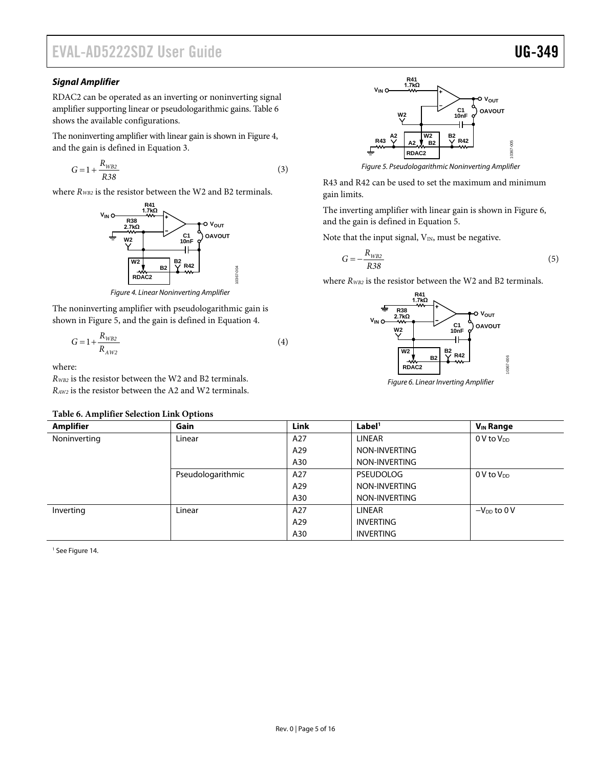### Signal Amplifier

RDAC2 can be operated as an inverting or noninverting signal amplifier supporting linear or pseudologarithmic gains. Table 6 shows the available configurations.

The noninverting amplifier with linear gain is shown in Figure 4, and the gain is defined in Equation 3.

$$G = 1 + \frac{R_{WB2}}{R38} \quad (3)$$

where $R_{WB2}$ is the resistor between the W2 and B2 terminals.

Figure 4. Linear Noninverting Amplifier

The noninverting amplifier with pseudologarithmic gain is shown in Figure 5, and the gain is defined in Equation 4.

$$G = 1 + \frac{R_{WB2}}{R_{AW2}} \quad (4)$$

where:

$R_{WB2}$ is the resistor between the W2 and B2 terminals.
$R_{AW2}$ is the resistor between the A2 and W2 terminals.

Figure 5. Pseudologarithmic Noninverting Amplifier

R43 and R42 can be used to set the maximum and minimum gain limits.

The inverting amplifier with linear gain is shown in Figure 6, and the gain is defined in Equation 5.

Note that the input signal, $V_{IN}$, must be negative.

$$G = -\frac{R_{WB2}}{R38} \quad (5)$$

where $R_{WB2}$ is the resistor between the W2 and B2 terminals.

Figure 6. Linear Inverting Amplifier

**Table 6. Amplifier Selection Link Options**

| Amplifier | Gain | Link | Label[1] | $V_{IN}$ Range |
|---|---|---|---|---|
| Noninverting | Linear | A27 | LINEAR | 0 V to $V_{DD}$ |
| | | A29 | NON-INVERTING | |
| | | A30 | NON-INVERTING | |
| | Pseudologarithmic | A27 | PSEUDOLOG | 0 V to $V_{DD}$ |
| | | A29 | NON-INVERTING | |
| | | A30 | NON-INVERTING | |
| Inverting | Linear | A27 | LINEAR | $-V_{DD}$ to 0 V |
| | | A29 | INVERTING | |
| | | A30 | INVERTING | |

[1] See Figure 14.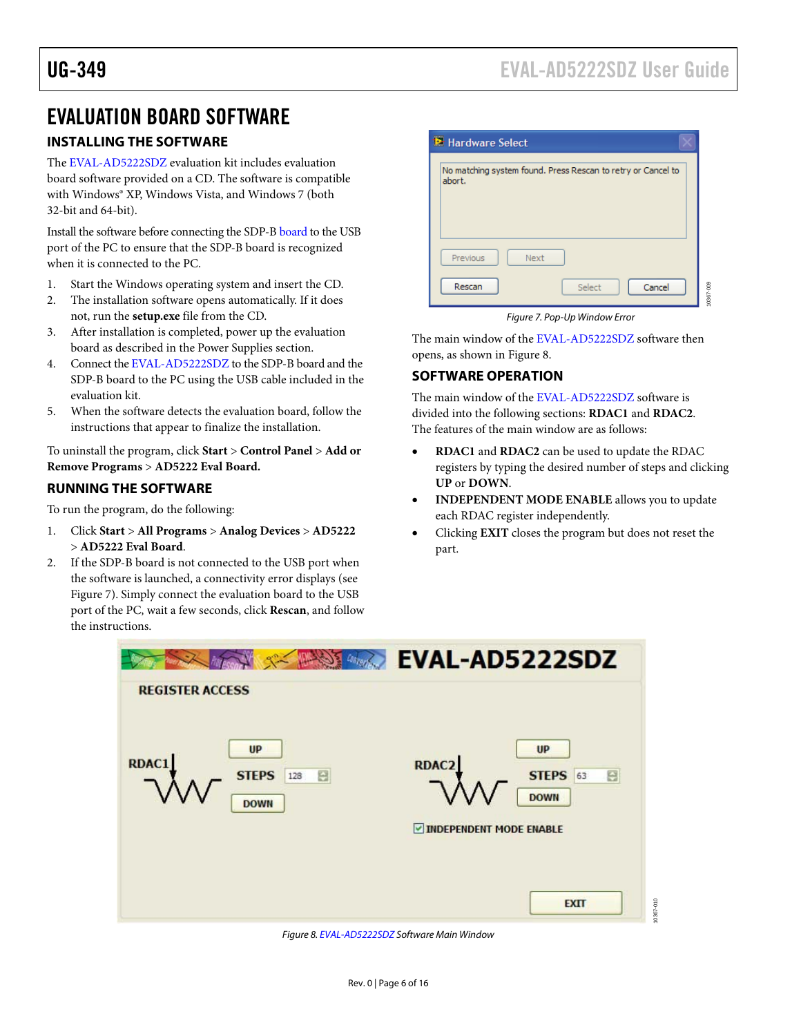# EVALUATION BOARD SOFTWARE

## INSTALLING THE SOFTWARE

The EVAL-AD5222SDZ evaluation kit includes evaluation board software provided on a CD. The software is compatible with Windows® XP, Windows Vista, and Windows 7 (both 32-bit and 64-bit).

Install the software before connecting the SDP-B board to the USB port of the PC to ensure that the SDP-B board is recognized when it is connected to the PC.

1. Start the Windows operating system and insert the CD.
2. The installation software opens automatically. If it does not, run the **setup.exe** file from the CD.
3. After installation is completed, power up the evaluation board as described in the Power Supplies section.
4. Connect the EVAL-AD5222SDZ to the SDP-B board and the SDP-B board to the PC using the USB cable included in the evaluation kit.
5. When the software detects the evaluation board, follow the instructions that appear to finalize the installation.

To uninstall the program, click **Start** > **Control Panel** > **Add or Remove Programs** > **AD5222 Eval Board.**

## RUNNING THE SOFTWARE

To run the program, do the following:

1. Click **Start** > **All Programs** > **Analog Devices** > **AD5222** > **AD5222 Eval Board**.
2. If the SDP-B board is not connected to the USB port when the software is launched, a connectivity error displays (see Figure 7). Simply connect the evaluation board to the USB port of the PC, wait a few seconds, click **Rescan**, and follow the instructions.

Figure 7. Pop-Up Window Error

The main window of the EVAL-AD5222SDZ software then opens, as shown in Figure 8.

## SOFTWARE OPERATION

The main window of the EVAL-AD5222SDZ software is divided into the following sections: **RDAC1** and **RDAC2**. The features of the main window are as follows:

- **RDAC1** and **RDAC2** can be used to update the RDAC registers by typing the desired number of steps and clicking **UP** or **DOWN**.
- **INDEPENDENT MODE ENABLE** allows you to update each RDAC register independently.
- Clicking **EXIT** closes the program but does not reset the part.

Figure 8. EVAL-AD5222SDZ Software Main Window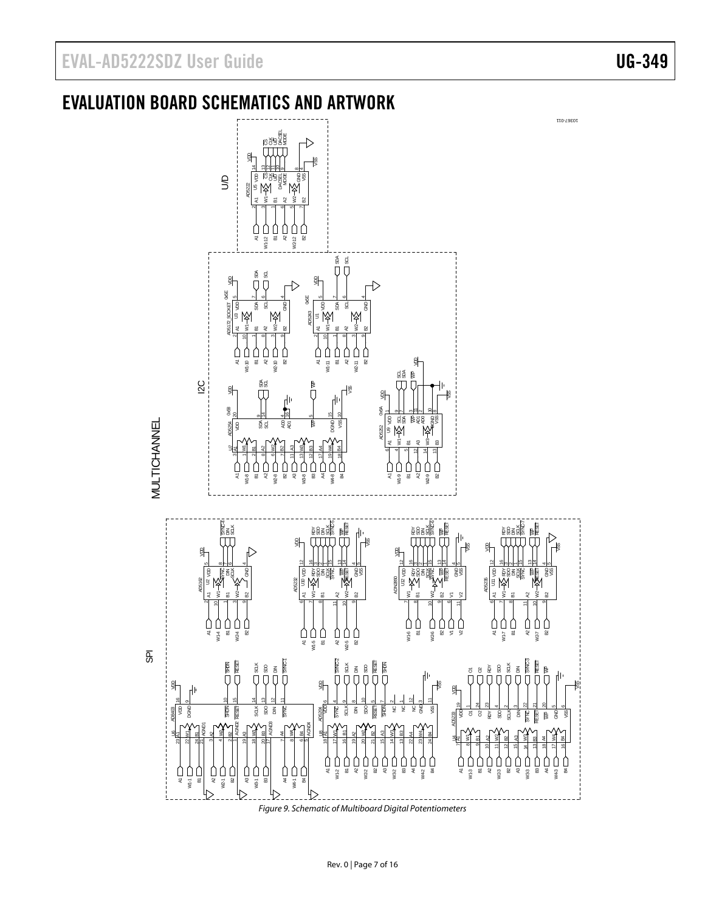# EVALUATION BOARD SCHEMATICS AND ARTWORK

Figure 9. Schematic of Multiboard Digital Potentiometers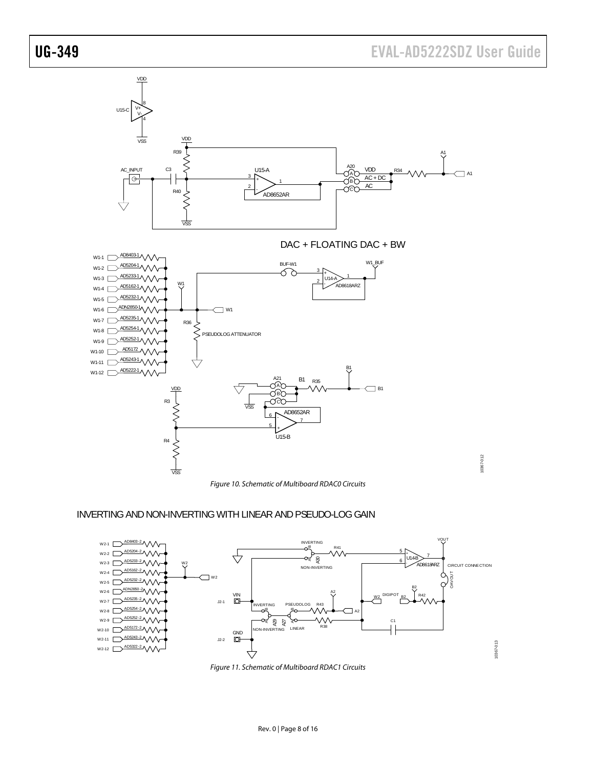DAC + FLOATING DAC + BW

*Figure 10. Schematic of Multiboard RDAC0 Circuits*

INVERTING AND NON-INVERTING WITH LINEAR AND PSEUDO-LOG GAIN

*Figure 11. Schematic of Multiboard RDAC1 Circuits*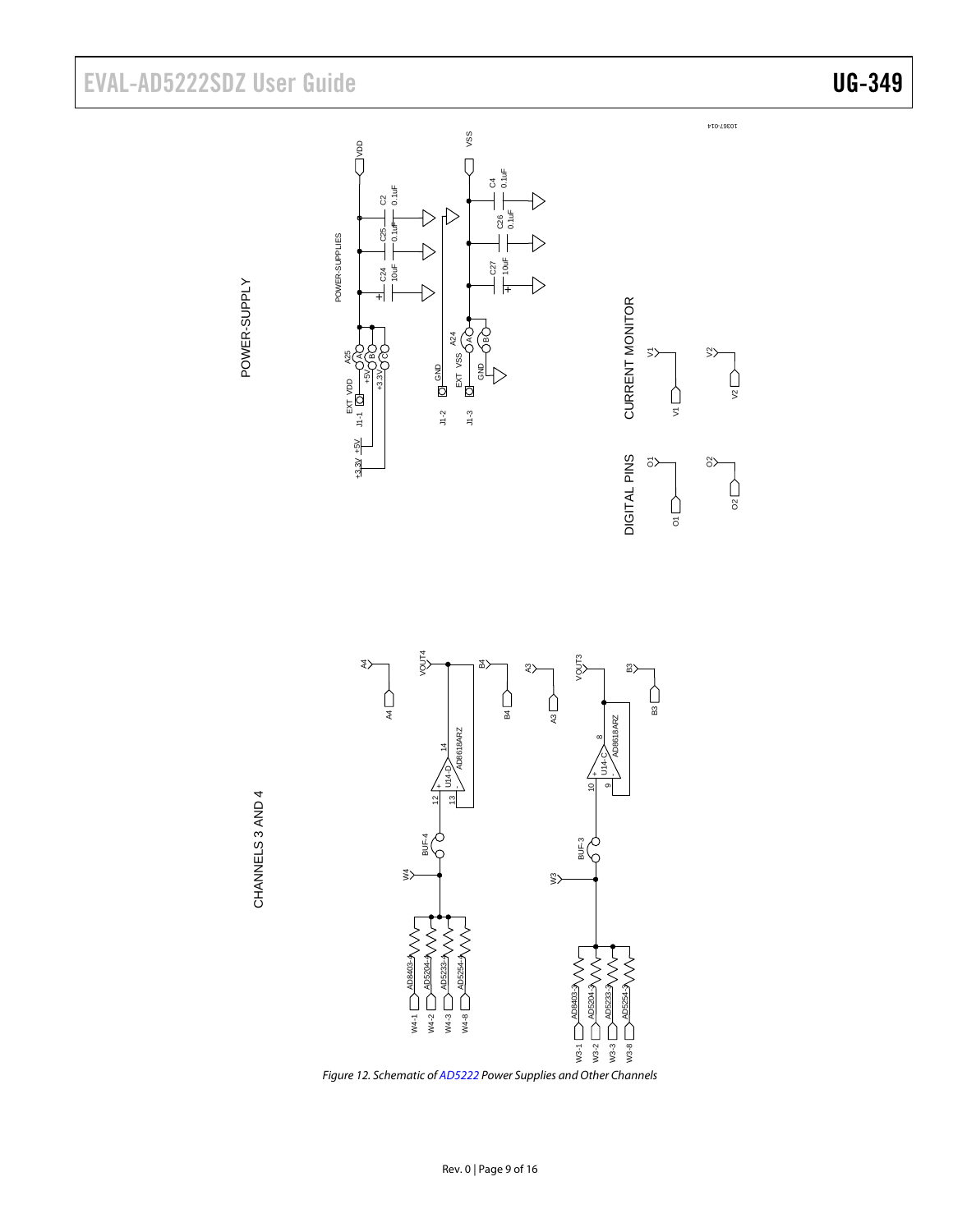Figure 12. Schematic of AD5222 Power Supplies and Other Channels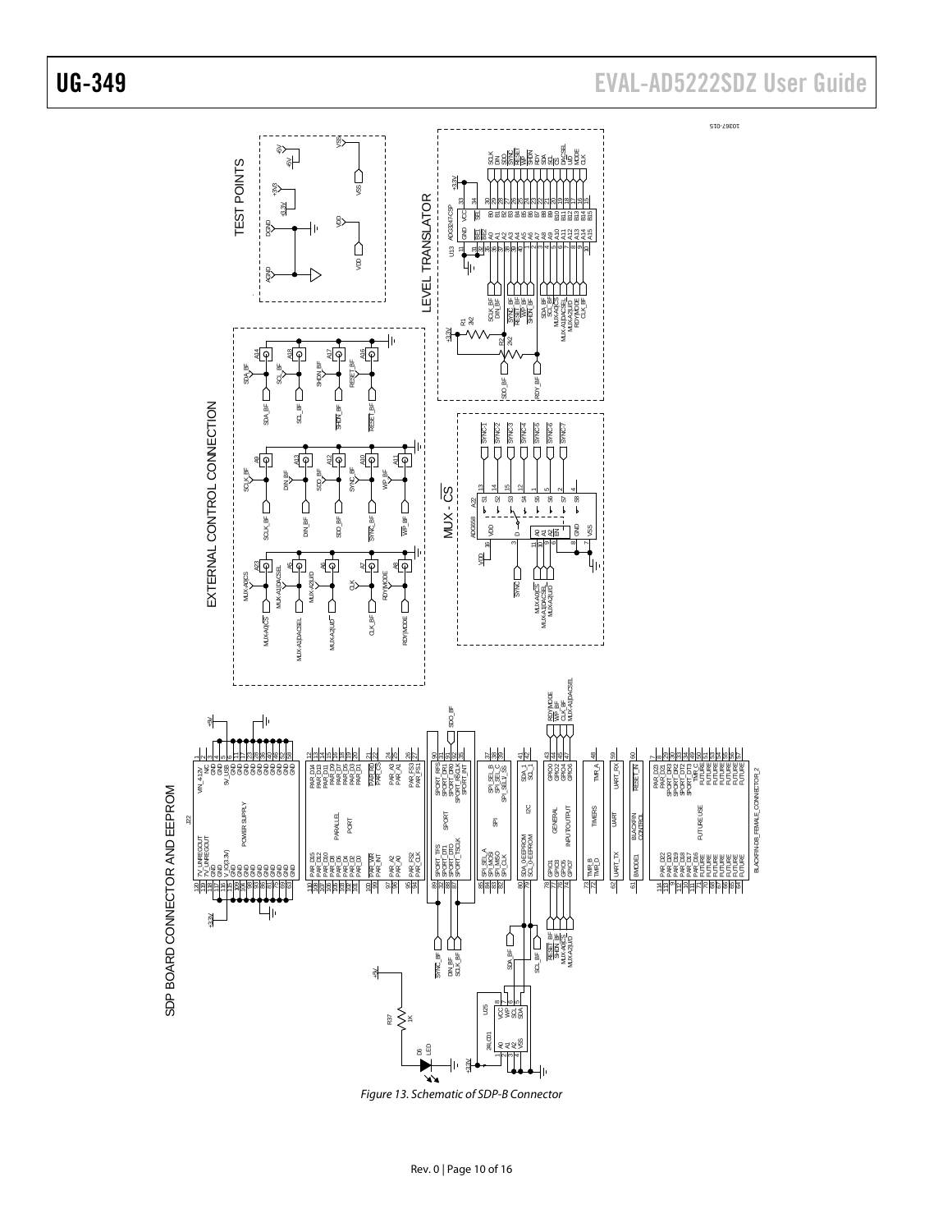Figure 13. Schematic of SDP-B Connector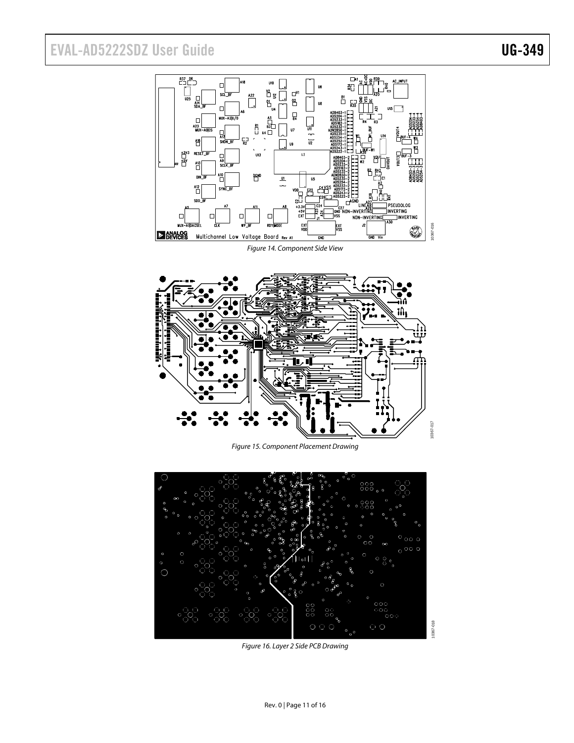Figure 14. Component Side View

Figure 15. Component Placement Drawing

Figure 16. Layer 2 Side PCB Drawing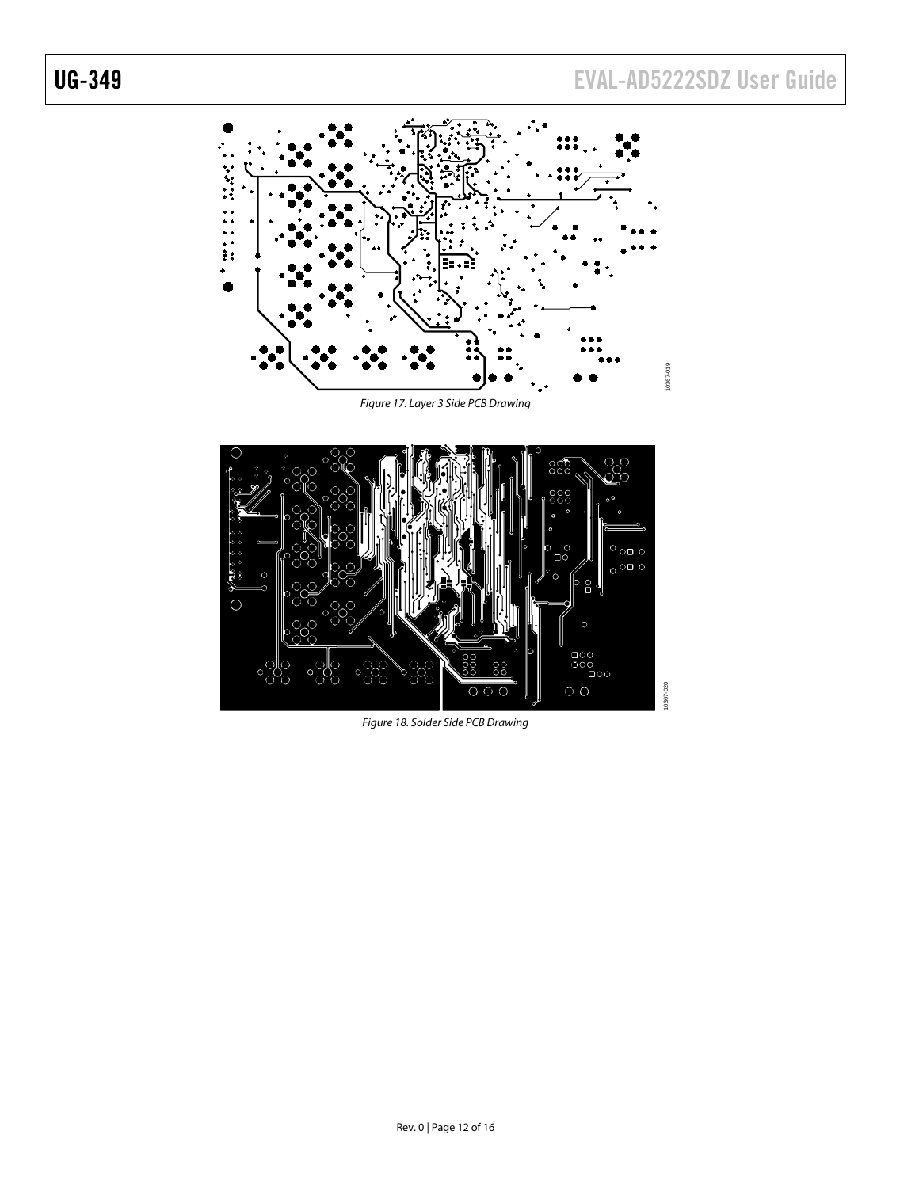Figure 17. Layer 3 Side PCB Drawing

Figure 18. Solder Side PCB Drawing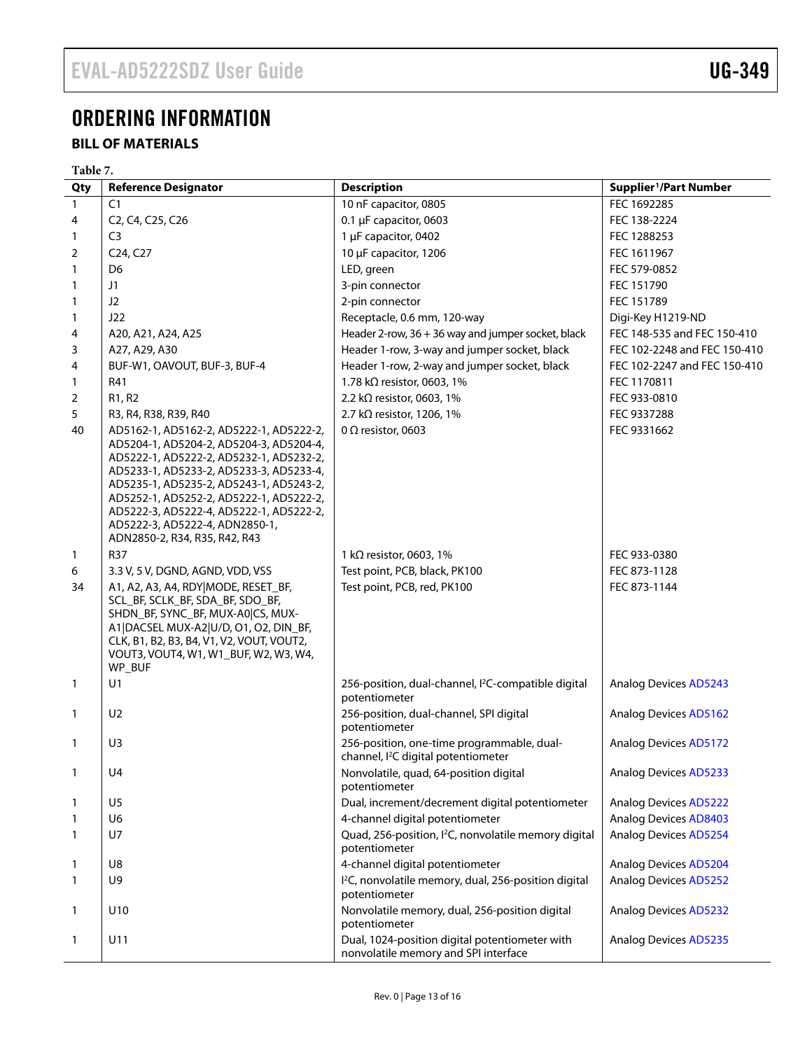# ORDERING INFORMATION

## BILL OF MATERIALS

**Table 7.**

| Qty | Reference Designator | Description | Supplier[1]/Part Number |
|---|---|---|---|
| 1 | C1 | 10 nF capacitor, 0805 | FEC 1692285 |
| 4 | C2, C4, C25, C26 | 0.1 µF capacitor, 0603 | FEC 138-2224 |
| 1 | C3 | 1 µF capacitor, 0402 | FEC 1288253 |
| 2 | C24, C27 | 10 µF capacitor, 1206 | FEC 1611967 |
| 1 | D6 | LED, green | FEC 579-0852 |
| 1 | J1 | 3-pin connector | FEC 151790 |
| 1 | J2 | 2-pin connector | FEC 151789 |
| 1 | J22 | Receptacle, 0.6 mm, 120-way | Digi-Key H1219-ND |
| 4 | A20, A21, A24, A25 | Header 2-row, 36 + 36 way and jumper socket, black | FEC 148-535 and FEC 150-410 |
| 3 | A27, A29, A30 | Header 1-row, 3-way and jumper socket, black | FEC 102-2248 and FEC 150-410 |
| 4 | BUF-W1, OAVOUT, BUF-3, BUF-4 | Header 1-row, 2-way and jumper socket, black | FEC 102-2247 and FEC 150-410 |
| 1 | R41 | 1.78 kΩ resistor, 0603, 1% | FEC 1170811 |
| 2 | R1, R2 | 2.2 kΩ resistor, 0603, 1% | FEC 933-0810 |
| 5 | R3, R4, R38, R39, R40 | 2.7 kΩ resistor, 1206, 1% | FEC 9337288 |
| 40 | AD5162-1, AD5162-2, AD5222-1, AD5222-2, AD5204-1, AD5204-2, AD5204-3, AD5204-4, AD5222-1, AD5222-2, AD5232-1, AD5232-2, AD5233-1, AD5233-2, AD5233-3, AD5233-4, AD5235-1, AD5235-2, AD5243-1, AD5243-2, AD5252-1, AD5252-2, AD5222-1, AD5222-2, AD5222-3, AD5222-4, AD5222-1, AD5222-2, AD5222-3, AD5222-4, ADN2850-1, ADN2850-2, R34, R35, R42, R43 | 0 Ω resistor, 0603 | FEC 9331662 |
| 1 | R37 | 1 kΩ resistor, 0603, 1% | FEC 933-0380 |
| 6 | 3.3 V, 5 V, DGND, AGND, VDD, VSS | Test point, PCB, black, PK100 | FEC 873-1128 |
| 34 | A1, A2, A3, A4, RDY\|MODE, RESET_BF, SCL_BF, SCLK_BF, SDA_BF, SDO_BF, SHDN_BF, SYNC_BF, MUX-A0\|CS, MUX-A1\|DACSEL MUX-A2\|U/D, O1, O2, DIN_BF, CLK, B1, B2, B3, B4, V1, V2, VOUT, VOUT2, VOUT3, VOUT4, W1, W1_BUF, W2, W3, W4, WP_BUF | Test point, PCB, red, PK100 | FEC 873-1144 |
| 1 | U1 | 256-position, dual-channel, I²C-compatible digital potentiometer | Analog Devices AD5243 |
| 1 | U2 | 256-position, dual-channel, SPI digital potentiometer | Analog Devices AD5162 |
| 1 | U3 | 256-position, one-time programmable, dual-channel, I²C digital potentiometer | Analog Devices AD5172 |
| 1 | U4 | Nonvolatile, quad, 64-position digital potentiometer | Analog Devices AD5233 |
| 1 | U5 | Dual, increment/decrement digital potentiometer | Analog Devices AD5222 |
| 1 | U6 | 4-channel digital potentiometer | Analog Devices AD8403 |
| 1 | U7 | Quad, 256-position, I²C, nonvolatile memory digital potentiometer | Analog Devices AD5254 |
| 1 | U8 | 4-channel digital potentiometer | Analog Devices AD5204 |
| 1 | U9 | I²C, nonvolatile memory, dual, 256-position digital potentiometer | Analog Devices AD5252 |
| 1 | U10 | Nonvolatile memory, dual, 256-position digital potentiometer | Analog Devices AD5232 |
| 1 | U11 | Dual, 1024-position digital potentiometer with nonvolatile memory and SPI interface | Analog Devices AD5235 |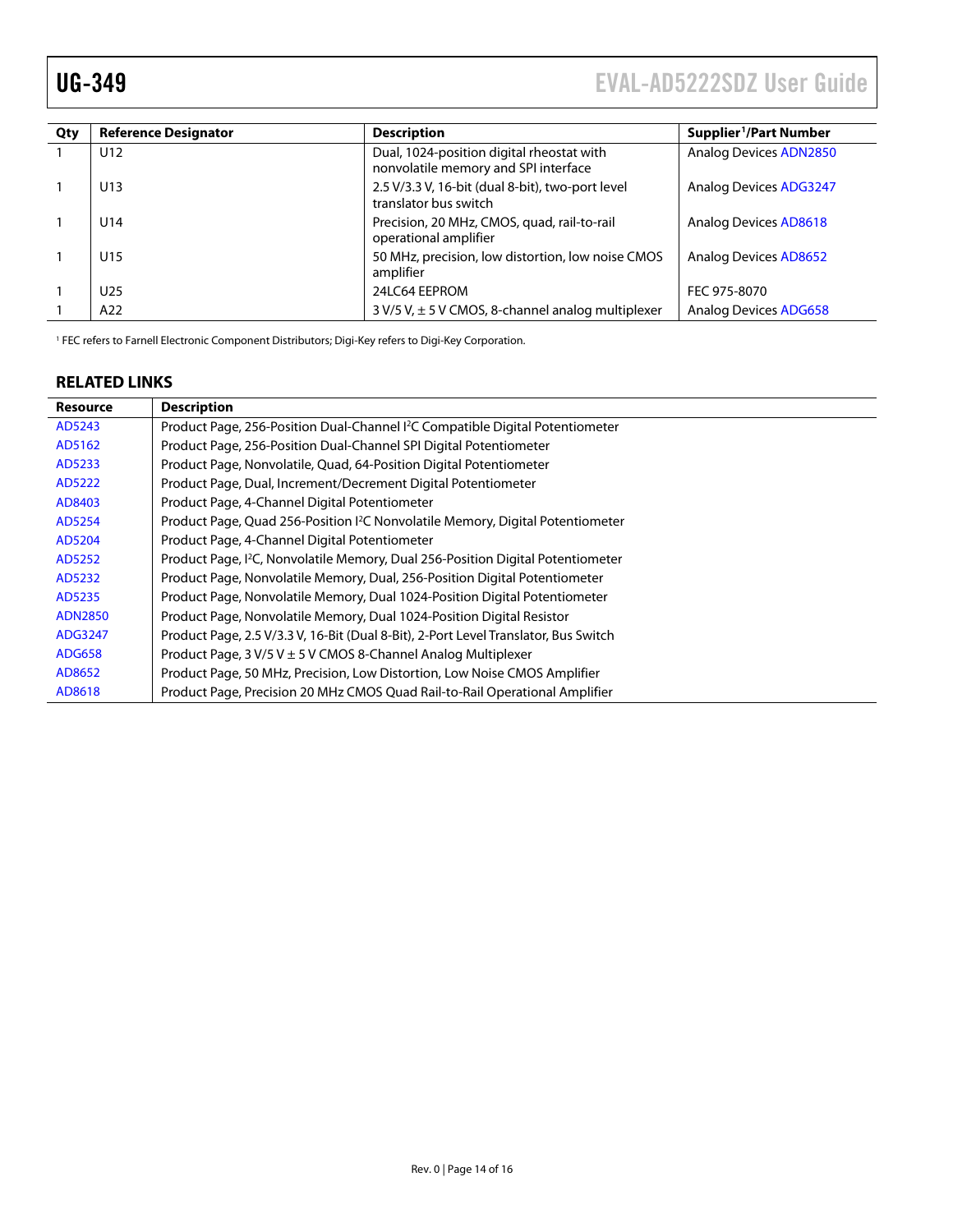| Qty | Reference Designator | Description | Supplier[1]/Part Number |
|---|---|---|---|
| 1 | U12 | Dual, 1024-position digital rheostat with nonvolatile memory and SPI interface | Analog Devices ADN2850 |
| 1 | U13 | 2.5 V/3.3 V, 16-bit (dual 8-bit), two-port level translator bus switch | Analog Devices ADG3247 |
| 1 | U14 | Precision, 20 MHz, CMOS, quad, rail-to-rail operational amplifier | Analog Devices AD8618 |
| 1 | U15 | 50 MHz, precision, low distortion, low noise CMOS amplifier | Analog Devices AD8652 |
| 1 | U25 | 24LC64 EEPROM | FEC 975-8070 |
| 1 | A22 | 3 V/5 V, ± 5 V CMOS, 8-channel analog multiplexer | Analog Devices ADG658 |

[1] FEC refers to Farnell Electronic Component Distributors; Digi-Key refers to Digi-Key Corporation.

## RELATED LINKS

| Resource | Description |
|---|---|
| AD5243 | Product Page, 256-Position Dual-Channel I²C Compatible Digital Potentiometer |
| AD5162 | Product Page, 256-Position Dual-Channel SPI Digital Potentiometer |
| AD5233 | Product Page, Nonvolatile, Quad, 64-Position Digital Potentiometer |
| AD5222 | Product Page, Dual, Increment/Decrement Digital Potentiometer |
| AD8403 | Product Page, 4-Channel Digital Potentiometer |
| AD5254 | Product Page, Quad 256-Position I²C Nonvolatile Memory, Digital Potentiometer |
| AD5204 | Product Page, 4-Channel Digital Potentiometer |
| AD5252 | Product Page, I²C, Nonvolatile Memory, Dual 256-Position Digital Potentiometer |
| AD5232 | Product Page, Nonvolatile Memory, Dual, 256-Position Digital Potentiometer |
| AD5235 | Product Page, Nonvolatile Memory, Dual 1024-Position Digital Potentiometer |
| ADN2850 | Product Page, Nonvolatile Memory, Dual 1024-Position Digital Resistor |
| ADG3247 | Product Page, 2.5 V/3.3 V, 16-Bit (Dual 8-Bit), 2-Port Level Translator, Bus Switch |
| ADG658 | Product Page, 3 V/5 V ± 5 V CMOS 8-Channel Analog Multiplexer |
| AD8652 | Product Page, 50 MHz, Precision, Low Distortion, Low Noise CMOS Amplifier |
| AD8618 | Product Page, Precision 20 MHz CMOS Quad Rail-to-Rail Operational Amplifier |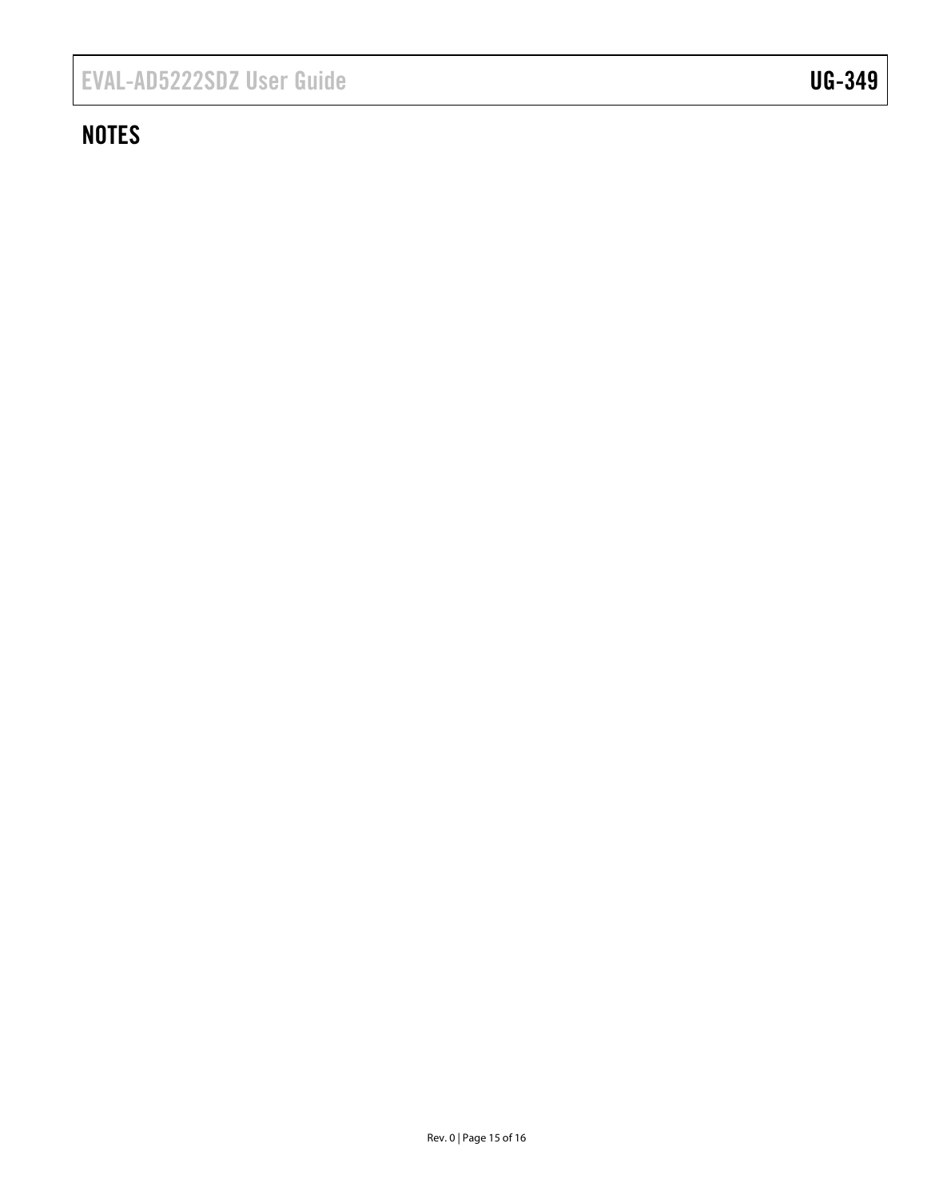## NOTES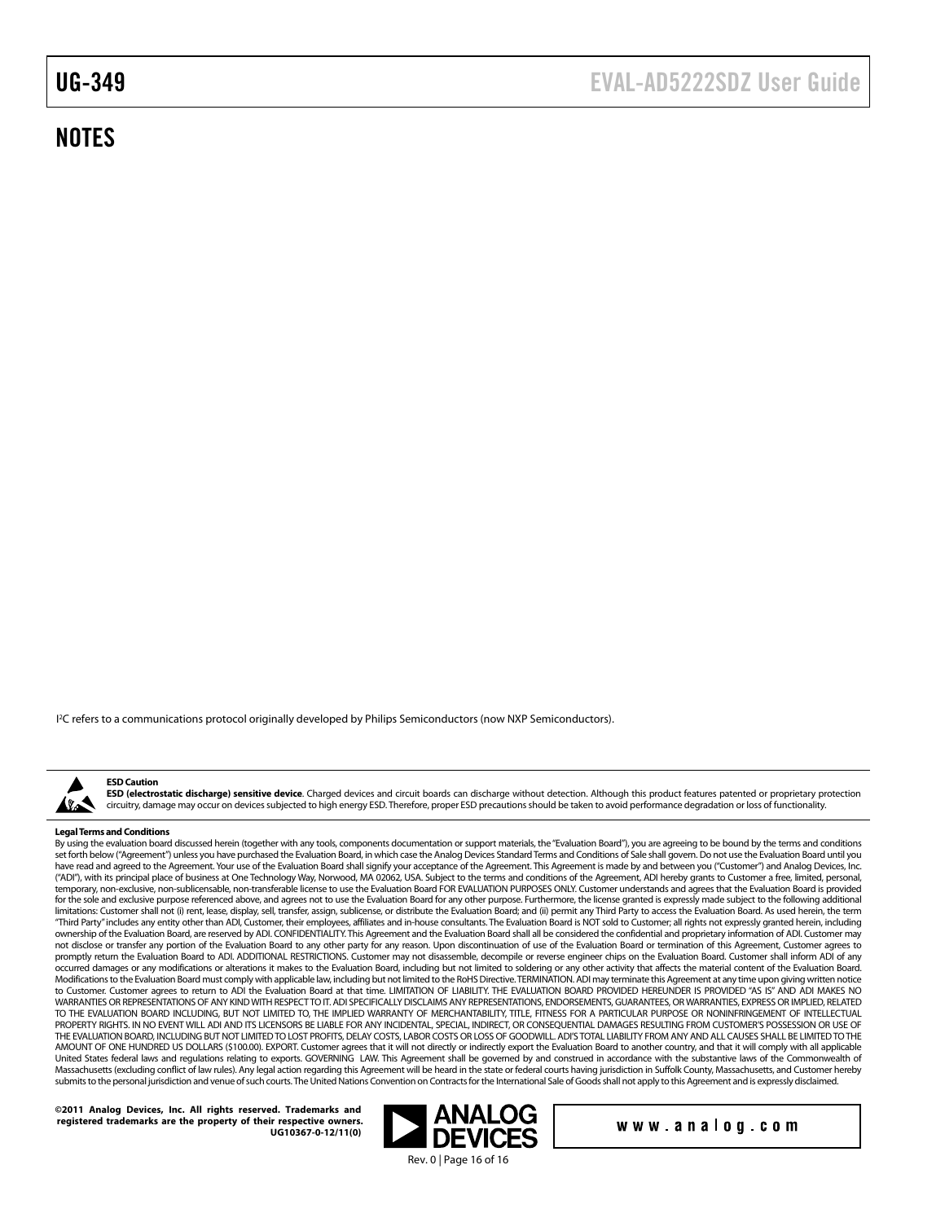## NOTES

I²C refers to a communications protocol originally developed by Philips Semiconductors (now NXP Semiconductors).

**ESD Caution**

**ESD (electrostatic discharge) sensitive device**. Charged devices and circuit boards can discharge without detection. Although this product features patented or proprietary protection circuitry, damage may occur on devices subjected to high energy ESD. Therefore, proper ESD precautions should be taken to avoid performance degradation or loss of functionality.

**Legal Terms and Conditions**

By using the evaluation board discussed herein (together with any tools, components documentation or support materials, the "Evaluation Board"), you are agreeing to be bound by the terms and conditions set forth below ("Agreement") unless you have purchased the Evaluation Board, in which case the Analog Devices Standard Terms and Conditions of Sale shall govern. Do not use the Evaluation Board until you have read and agreed to the Agreement. Your use of the Evaluation Board shall signify your acceptance of the Agreement. This Agreement is made by and between you ("Customer") and Analog Devices, Inc. ("ADI"), with its principal place of business at One Technology Way, Norwood, MA 02062, USA. Subject to the terms and conditions of the Agreement, ADI hereby grants to Customer a free, limited, personal, temporary, non-exclusive, non-sublicensable, non-transferable license to use the Evaluation Board FOR EVALUATION PURPOSES ONLY. Customer understands and agrees that the Evaluation Board is provided for the sole and exclusive purpose referenced above, and agrees not to use the Evaluation Board for any other purpose. Furthermore, the license granted is expressly made subject to the following additional limitations: Customer shall not (i) rent, lease, display, sell, transfer, assign, sublicense, or distribute the Evaluation Board; and (ii) permit any Third Party to access the Evaluation Board. As used herein, the term "Third Party" includes any entity other than ADI, Customer, their employees, affiliates and in-house consultants. The Evaluation Board is NOT sold to Customer; all rights not expressly granted herein, including ownership of the Evaluation Board, are reserved by ADI. CONFIDENTIALITY. This Agreement and the Evaluation Board shall all be considered the confidential and proprietary information of ADI. Customer may not disclose or transfer any portion of the Evaluation Board to any other party for any reason. Upon discontinuation of use of the Evaluation Board or termination of this Agreement, Customer agrees to promptly return the Evaluation Board to ADI. ADDITIONAL RESTRICTIONS. Customer may not disassemble, decompile or reverse engineer chips on the Evaluation Board. Customer shall inform ADI of any occurred damages or any modifications or alterations it makes to the Evaluation Board, including but not limited to soldering or any other activity that affects the material content of the Evaluation Board. Modifications to the Evaluation Board must comply with applicable law, including but not limited to the RoHS Directive. TERMINATION. ADI may terminate this Agreement at any time upon giving written notice to Customer. Customer agrees to return to ADI the Evaluation Board at that time. LIMITATION OF LIABILITY. THE EVALUATION BOARD PROVIDED HEREUNDER IS PROVIDED "AS IS" AND ADI MAKES NO WARRANTIES OR REPRESENTATIONS OF ANY KIND WITH RESPECT TO IT. ADI SPECIFICALLY DISCLAIMS ANY REPRESENTATIONS, ENDORSEMENTS, GUARANTEES, OR WARRANTIES, EXPRESS OR IMPLIED, RELATED TO THE EVALUATION BOARD INCLUDING, BUT NOT LIMITED TO, THE IMPLIED WARRANTY OF MERCHANTABILITY, TITLE, FITNESS FOR A PARTICULAR PURPOSE OR NONINFRINGEMENT OF INTELLECTUAL PROPERTY RIGHTS. IN NO EVENT WILL ADI AND ITS LICENSORS BE LIABLE FOR ANY INCIDENTAL, SPECIAL, INDIRECT, OR CONSEQUENTIAL DAMAGES RESULTING FROM CUSTOMER'S POSSESSION OR USE OF THE EVALUATION BOARD, INCLUDING BUT NOT LIMITED TO LOST PROFITS, DELAY COSTS, LABOR COSTS OR LOSS OF GOODWILL. ADI'S TOTAL LIABILITY FROM ANY AND ALL CAUSES SHALL BE LIMITED TO THE AMOUNT OF ONE HUNDRED US DOLLARS ($100.00). EXPORT. Customer agrees that it will not directly or indirectly export the Evaluation Board to another country, and that it will comply with all applicable United States federal laws and regulations relating to exports. GOVERNING LAW. This Agreement shall be governed by and construed in accordance with the substantive laws of the Commonwealth of Massachusetts (excluding conflict of law rules). Any legal action regarding this Agreement will be heard in the state or federal courts having jurisdiction in Suffolk County, Massachusetts, and Customer hereby submits to the personal jurisdiction and venue of such courts. The United Nations Convention on Contracts for the International Sale of Goods shall not apply to this Agreement and is expressly disclaimed.

**©2011 Analog Devices, Inc. All rights reserved. Trademarks and registered trademarks are the property of their respective owners. UG10367-0-12/11(0)**

www.analog.com